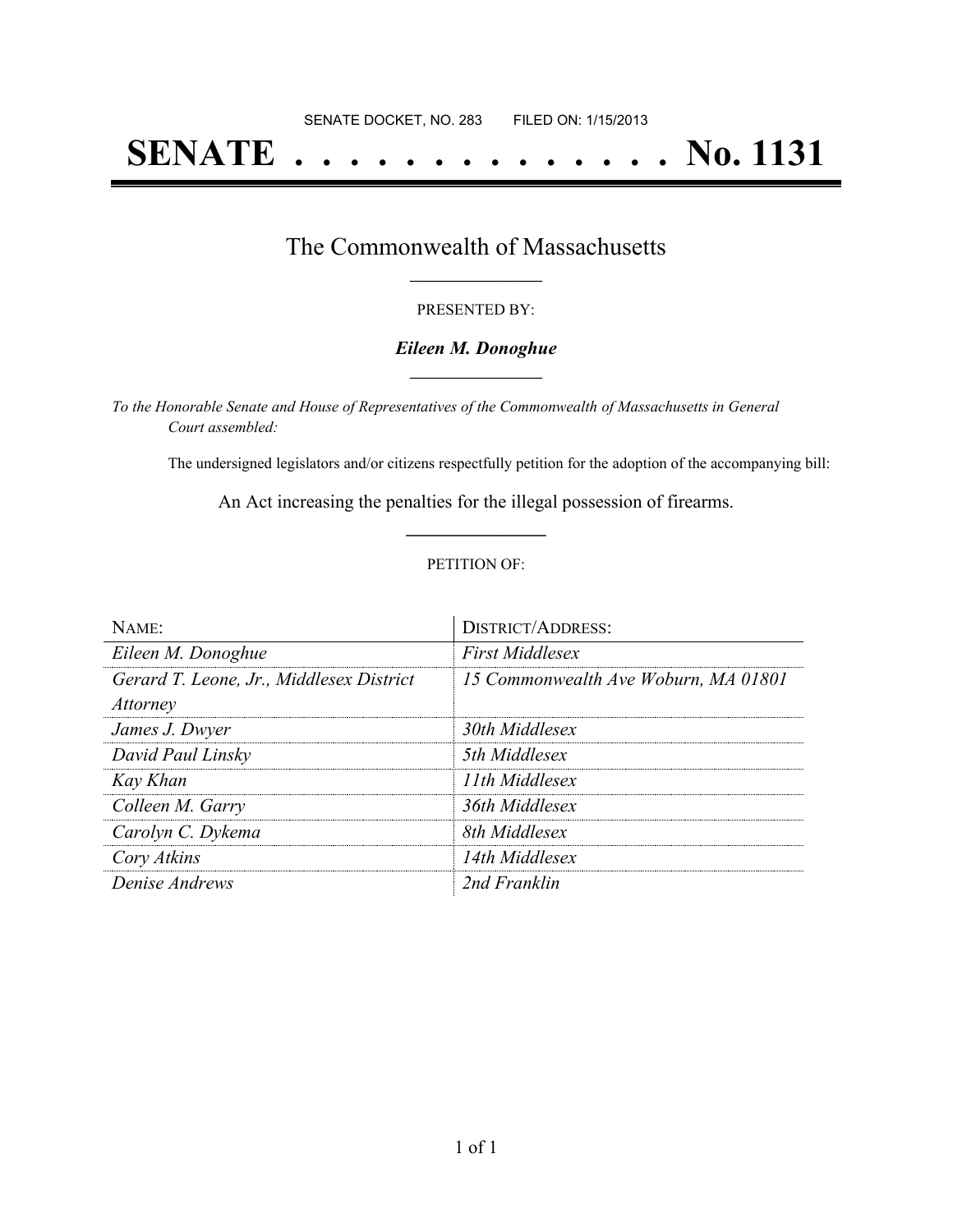SENATE DOCKET, NO. 283 FILED ON: 1/15/2013

# SENATE . . . . . . . . . . . . . . No. 1131

## The Commonwealth of Massachusetts

PRESENTED BY:

***Eileen M. Donoghue***

*To the Honorable Senate and House of Representatives of the Commonwealth of Massachusetts in General Court assembled:*

The undersigned legislators and/or citizens respectfully petition for the adoption of the accompanying bill:

An Act increasing the penalties for the illegal possession of firearms.

PETITION OF:

| NAME: | DISTRICT/ADDRESS: |
|---|---|
| *Eileen M. Donoghue* | *First Middlesex* |
| *Gerard T. Leone, Jr., Middlesex District Attorney* | *15 Commonwealth Ave Woburn, MA 01801* |
| *James J. Dwyer* | *30th Middlesex* |
| *David Paul Linsky* | *5th Middlesex* |
| *Kay Khan* | *11th Middlesex* |
| *Colleen M. Garry* | *36th Middlesex* |
| *Carolyn C. Dykema* | *8th Middlesex* |
| *Cory Atkins* | *14th Middlesex* |
| *Denise Andrews* | *2nd Franklin* |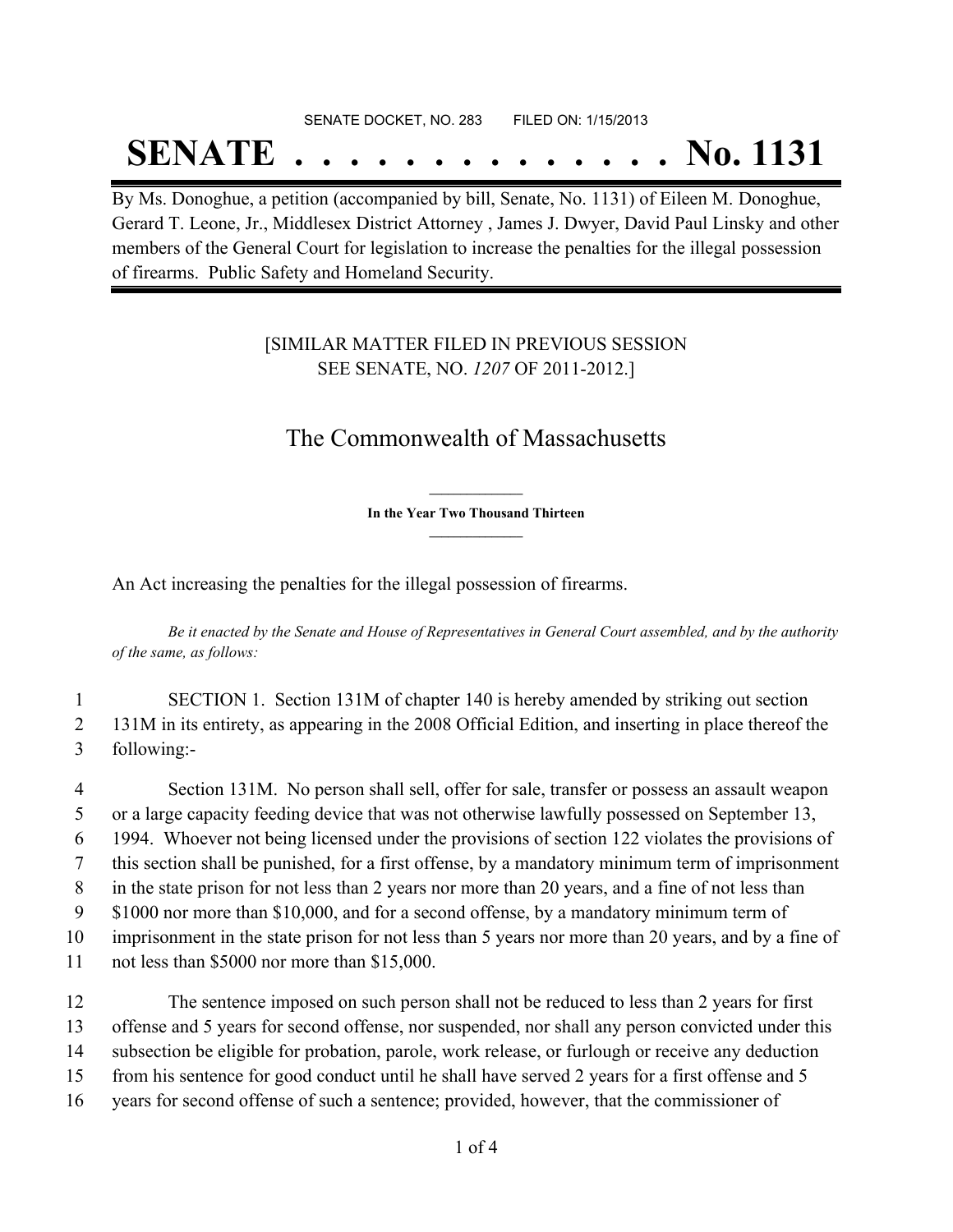SENATE DOCKET, NO. 283        FILED ON: 1/15/2013

# SENATE . . . . . . . . . . . . . . No. 1131

By Ms. Donoghue, a petition (accompanied by bill, Senate, No. 1131) of Eileen M. Donoghue, Gerard T. Leone, Jr., Middlesex District Attorney , James J. Dwyer, David Paul Linsky and other members of the General Court for legislation to increase the penalties for the illegal possession of firearms. Public Safety and Homeland Security.

[SIMILAR MATTER FILED IN PREVIOUS SESSION
SEE SENATE, NO. *1207* OF 2011-2012.]

## The Commonwealth of Massachusetts

**In the Year Two Thousand Thirteen**

An Act increasing the penalties for the illegal possession of firearms.

*Be it enacted by the Senate and House of Representatives in General Court assembled, and by the authority of the same, as follows:*

1 SECTION 1. Section 131M of chapter 140 is hereby amended by striking out section
2 131M in its entirety, as appearing in the 2008 Official Edition, and inserting in place thereof the
3 following:-

4 Section 131M. No person shall sell, offer for sale, transfer or possess an assault weapon
5 or a large capacity feeding device that was not otherwise lawfully possessed on September 13,
6 1994. Whoever not being licensed under the provisions of section 122 violates the provisions of
7 this section shall be punished, for a first offense, by a mandatory minimum term of imprisonment
8 in the state prison for not less than 2 years nor more than 20 years, and a fine of not less than
9 $1000 nor more than $10,000, and for a second offense, by a mandatory minimum term of
10 imprisonment in the state prison for not less than 5 years nor more than 20 years, and by a fine of
11 not less than $5000 nor more than $15,000.

12 The sentence imposed on such person shall not be reduced to less than 2 years for first
13 offense and 5 years for second offense, nor suspended, nor shall any person convicted under this
14 subsection be eligible for probation, parole, work release, or furlough or receive any deduction
15 from his sentence for good conduct until he shall have served 2 years for a first offense and 5
16 years for second offense of such a sentence; provided, however, that the commissioner of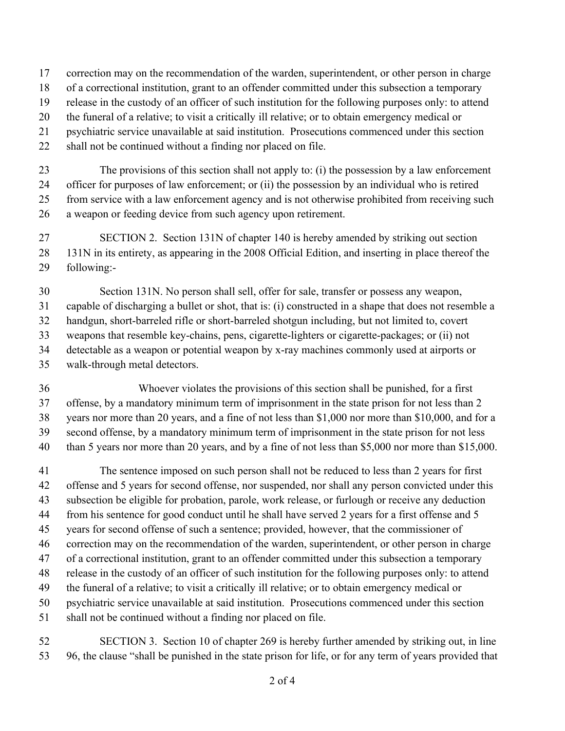correction may on the recommendation of the warden, superintendent, or other person in charge of a correctional institution, grant to an offender committed under this subsection a temporary release in the custody of an officer of such institution for the following purposes only: to attend the funeral of a relative; to visit a critically ill relative; or to obtain emergency medical or psychiatric service unavailable at said institution. Prosecutions commenced under this section shall not be continued without a finding nor placed on file.

The provisions of this section shall not apply to: (i) the possession by a law enforcement officer for purposes of law enforcement; or (ii) the possession by an individual who is retired from service with a law enforcement agency and is not otherwise prohibited from receiving such a weapon or feeding device from such agency upon retirement.

SECTION 2. Section 131N of chapter 140 is hereby amended by striking out section 131N in its entirety, as appearing in the 2008 Official Edition, and inserting in place thereof the following:-

Section 131N. No person shall sell, offer for sale, transfer or possess any weapon, capable of discharging a bullet or shot, that is: (i) constructed in a shape that does not resemble a handgun, short-barreled rifle or short-barreled shotgun including, but not limited to, covert weapons that resemble key-chains, pens, cigarette-lighters or cigarette-packages; or (ii) not detectable as a weapon or potential weapon by x-ray machines commonly used at airports or walk-through metal detectors.

Whoever violates the provisions of this section shall be punished, for a first offense, by a mandatory minimum term of imprisonment in the state prison for not less than 2 years nor more than 20 years, and a fine of not less than $1,000 nor more than $10,000, and for a second offense, by a mandatory minimum term of imprisonment in the state prison for not less than 5 years nor more than 20 years, and by a fine of not less than $5,000 nor more than $15,000.

The sentence imposed on such person shall not be reduced to less than 2 years for first offense and 5 years for second offense, nor suspended, nor shall any person convicted under this subsection be eligible for probation, parole, work release, or furlough or receive any deduction from his sentence for good conduct until he shall have served 2 years for a first offense and 5 years for second offense of such a sentence; provided, however, that the commissioner of correction may on the recommendation of the warden, superintendent, or other person in charge of a correctional institution, grant to an offender committed under this subsection a temporary release in the custody of an officer of such institution for the following purposes only: to attend the funeral of a relative; to visit a critically ill relative; or to obtain emergency medical or psychiatric service unavailable at said institution. Prosecutions commenced under this section shall not be continued without a finding nor placed on file.

SECTION 3. Section 10 of chapter 269 is hereby further amended by striking out, in line 96, the clause "shall be punished in the state prison for life, or for any term of years provided that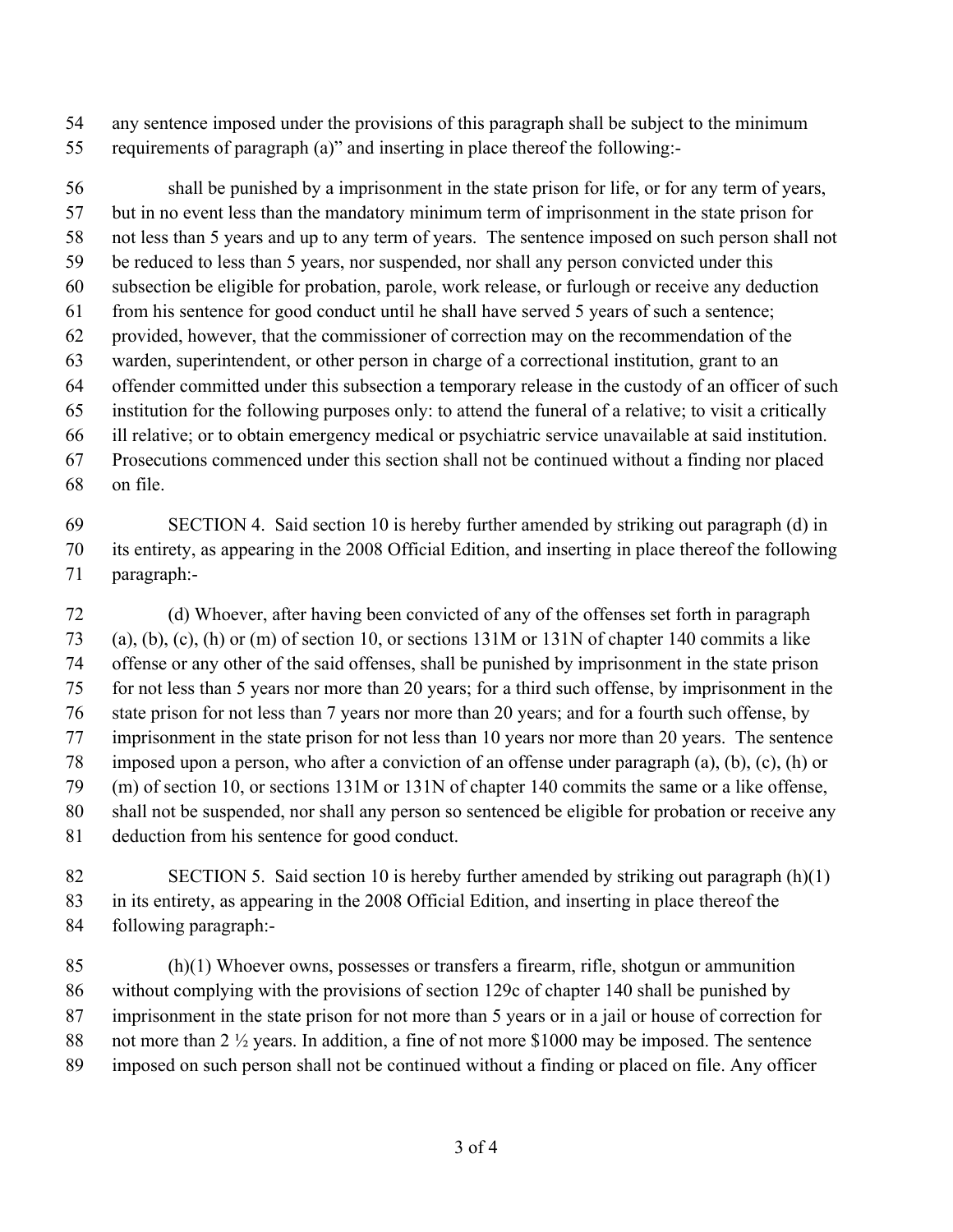any sentence imposed under the provisions of this paragraph shall be subject to the minimum requirements of paragraph (a)" and inserting in place thereof the following:-

shall be punished by a imprisonment in the state prison for life, or for any term of years, but in no event less than the mandatory minimum term of imprisonment in the state prison for not less than 5 years and up to any term of years. The sentence imposed on such person shall not be reduced to less than 5 years, nor suspended, nor shall any person convicted under this subsection be eligible for probation, parole, work release, or furlough or receive any deduction from his sentence for good conduct until he shall have served 5 years of such a sentence; provided, however, that the commissioner of correction may on the recommendation of the warden, superintendent, or other person in charge of a correctional institution, grant to an offender committed under this subsection a temporary release in the custody of an officer of such institution for the following purposes only: to attend the funeral of a relative; to visit a critically ill relative; or to obtain emergency medical or psychiatric service unavailable at said institution. Prosecutions commenced under this section shall not be continued without a finding nor placed on file.

SECTION 4. Said section 10 is hereby further amended by striking out paragraph (d) in its entirety, as appearing in the 2008 Official Edition, and inserting in place thereof the following paragraph:-

(d) Whoever, after having been convicted of any of the offenses set forth in paragraph (a), (b), (c), (h) or (m) of section 10, or sections 131M or 131N of chapter 140 commits a like offense or any other of the said offenses, shall be punished by imprisonment in the state prison for not less than 5 years nor more than 20 years; for a third such offense, by imprisonment in the state prison for not less than 7 years nor more than 20 years; and for a fourth such offense, by imprisonment in the state prison for not less than 10 years nor more than 20 years. The sentence imposed upon a person, who after a conviction of an offense under paragraph (a), (b), (c), (h) or (m) of section 10, or sections 131M or 131N of chapter 140 commits the same or a like offense, shall not be suspended, nor shall any person so sentenced be eligible for probation or receive any deduction from his sentence for good conduct.

SECTION 5. Said section 10 is hereby further amended by striking out paragraph (h)(1) in its entirety, as appearing in the 2008 Official Edition, and inserting in place thereof the following paragraph:-

(h)(1) Whoever owns, possesses or transfers a firearm, rifle, shotgun or ammunition without complying with the provisions of section 129c of chapter 140 shall be punished by imprisonment in the state prison for not more than 5 years or in a jail or house of correction for not more than 2 ½ years. In addition, a fine of not more $1000 may be imposed. The sentence imposed on such person shall not be continued without a finding or placed on file. Any officer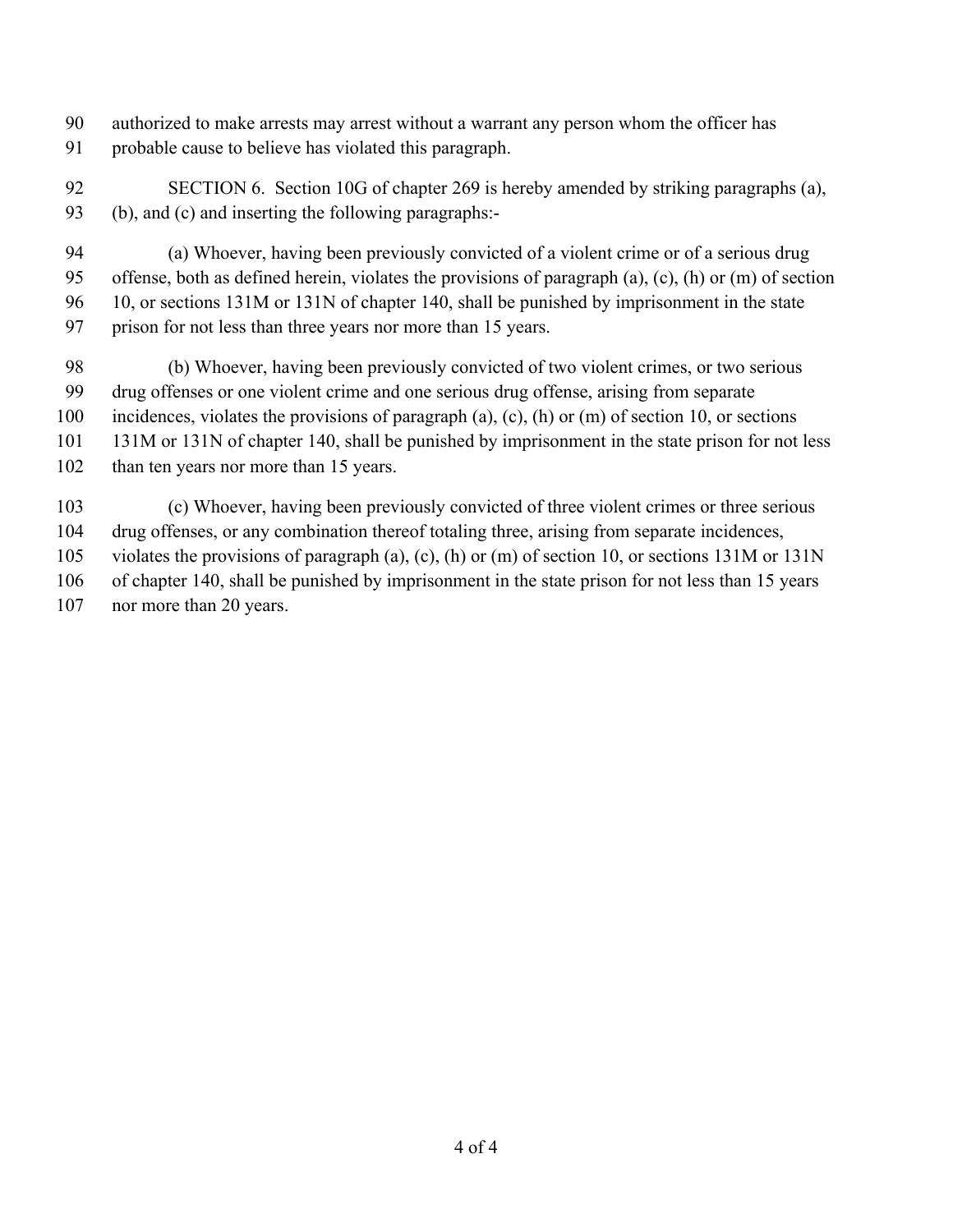authorized to make arrests may arrest without a warrant any person whom the officer has probable cause to believe has violated this paragraph.

SECTION 6. Section 10G of chapter 269 is hereby amended by striking paragraphs (a), (b), and (c) and inserting the following paragraphs:-

(a) Whoever, having been previously convicted of a violent crime or of a serious drug offense, both as defined herein, violates the provisions of paragraph (a), (c), (h) or (m) of section 10, or sections 131M or 131N of chapter 140, shall be punished by imprisonment in the state prison for not less than three years nor more than 15 years.

(b) Whoever, having been previously convicted of two violent crimes, or two serious drug offenses or one violent crime and one serious drug offense, arising from separate incidences, violates the provisions of paragraph (a), (c), (h) or (m) of section 10, or sections 131M or 131N of chapter 140, shall be punished by imprisonment in the state prison for not less than ten years nor more than 15 years.

(c) Whoever, having been previously convicted of three violent crimes or three serious drug offenses, or any combination thereof totaling three, arising from separate incidences, violates the provisions of paragraph (a), (c), (h) or (m) of section 10, or sections 131M or 131N of chapter 140, shall be punished by imprisonment in the state prison for not less than 15 years nor more than 20 years.